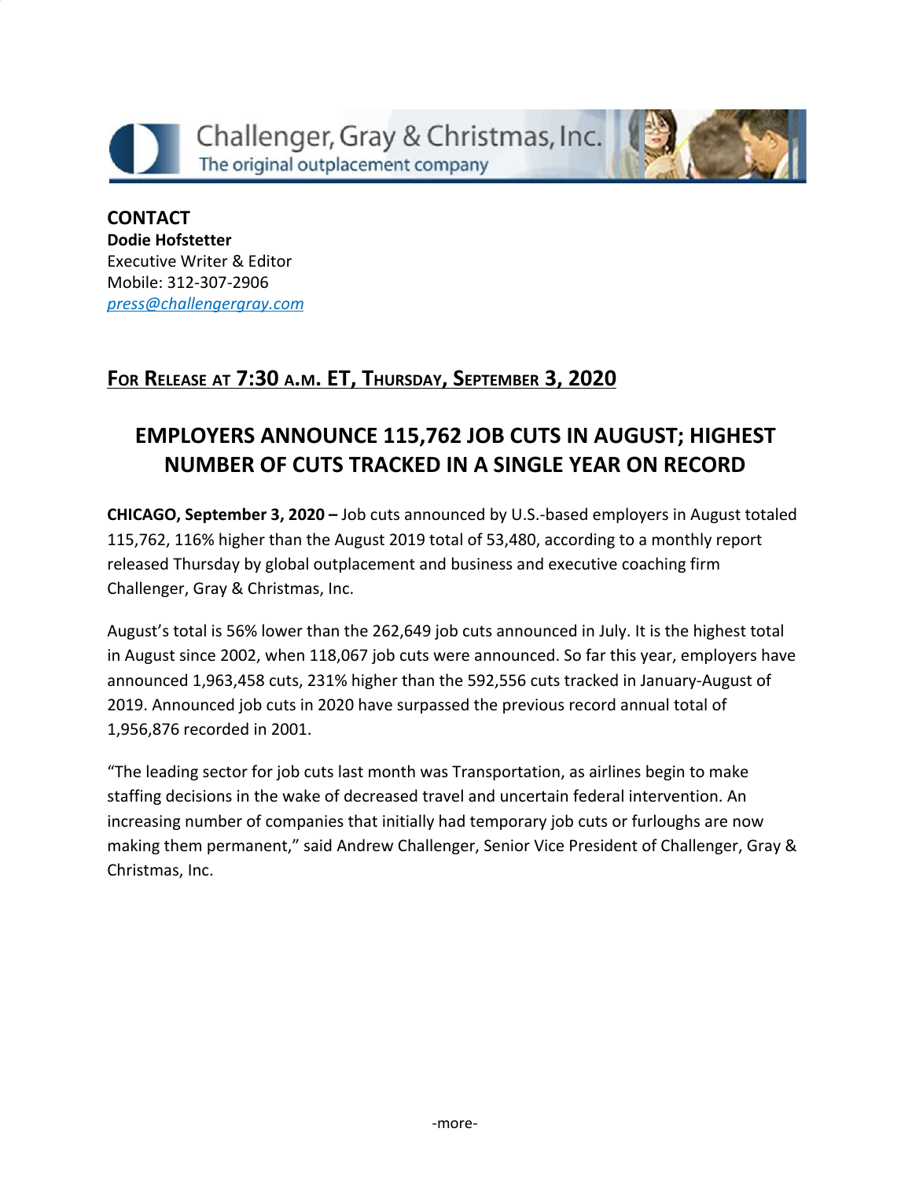Challenger, Gray & Christmas, Inc.
The original outplacement company

**CONTACT**
**Dodie Hofstetter**
Executive Writer & Editor
Mobile: 312-307-2906
press@challengergray.com

**FOR RELEASE AT 7:30 A.M. ET, THURSDAY, SEPTEMBER 3, 2020**

# EMPLOYERS ANNOUNCE 115,762 JOB CUTS IN AUGUST; HIGHEST NUMBER OF CUTS TRACKED IN A SINGLE YEAR ON RECORD

**CHICAGO, September 3, 2020 –** Job cuts announced by U.S.-based employers in August totaled 115,762, 116% higher than the August 2019 total of 53,480, according to a monthly report released Thursday by global outplacement and business and executive coaching firm Challenger, Gray & Christmas, Inc.

August's total is 56% lower than the 262,649 job cuts announced in July. It is the highest total in August since 2002, when 118,067 job cuts were announced. So far this year, employers have announced 1,963,458 cuts, 231% higher than the 592,556 cuts tracked in January-August of 2019. Announced job cuts in 2020 have surpassed the previous record annual total of 1,956,876 recorded in 2001.

"The leading sector for job cuts last month was Transportation, as airlines begin to make staffing decisions in the wake of decreased travel and uncertain federal intervention. An increasing number of companies that initially had temporary job cuts or furloughs are now making them permanent," said Andrew Challenger, Senior Vice President of Challenger, Gray & Christmas, Inc.

-more-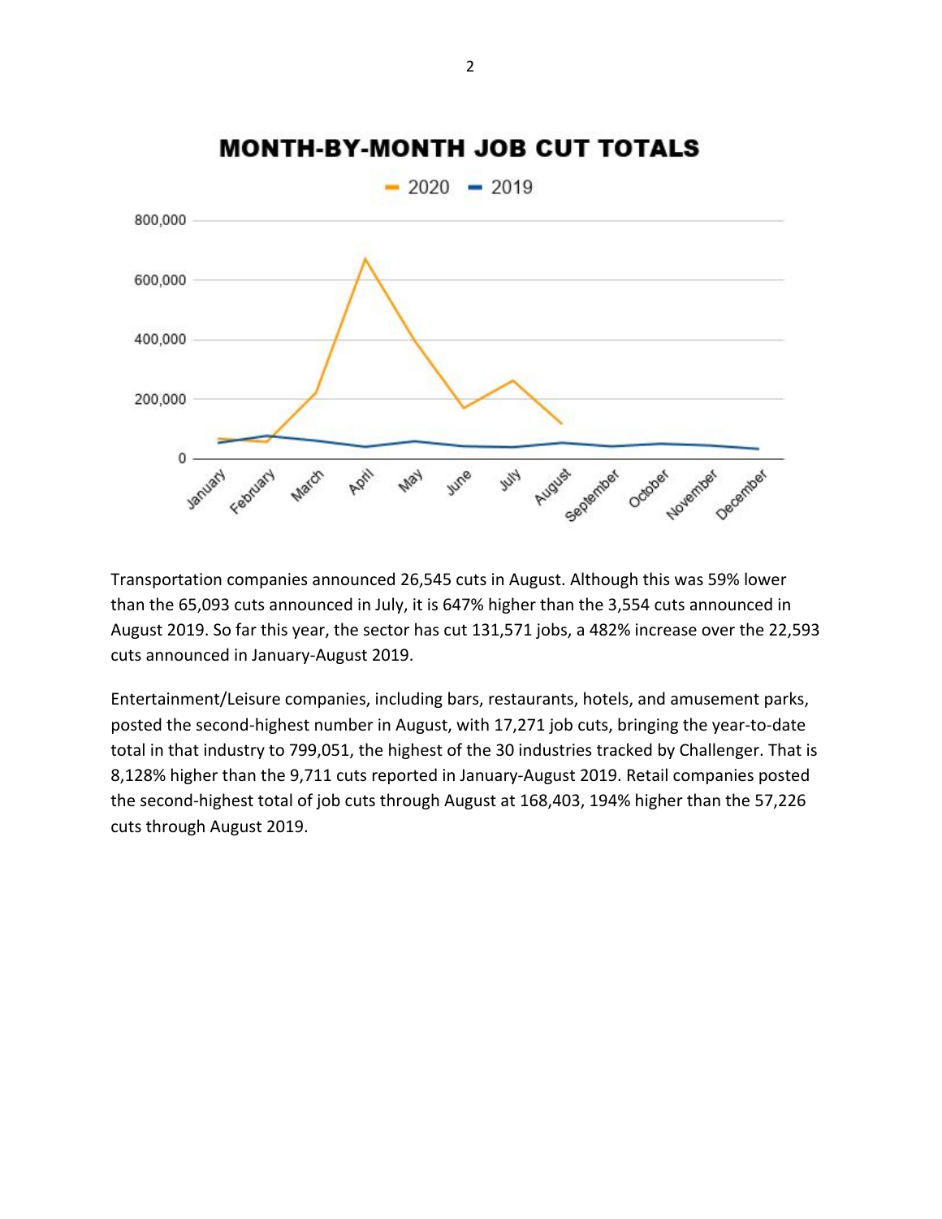Transportation companies announced 26,545 cuts in August. Although this was 59% lower than the 65,093 cuts announced in July, it is 647% higher than the 3,554 cuts announced in August 2019. So far this year, the sector has cut 131,571 jobs, a 482% increase over the 22,593 cuts announced in January-August 2019.

Entertainment/Leisure companies, including bars, restaurants, hotels, and amusement parks, posted the second-highest number in August, with 17,271 job cuts, bringing the year-to-date total in that industry to 799,051, the highest of the 30 industries tracked by Challenger. That is 8,128% higher than the 9,711 cuts reported in January-August 2019. Retail companies posted the second-highest total of job cuts through August at 168,403, 194% higher than the 57,226 cuts through August 2019.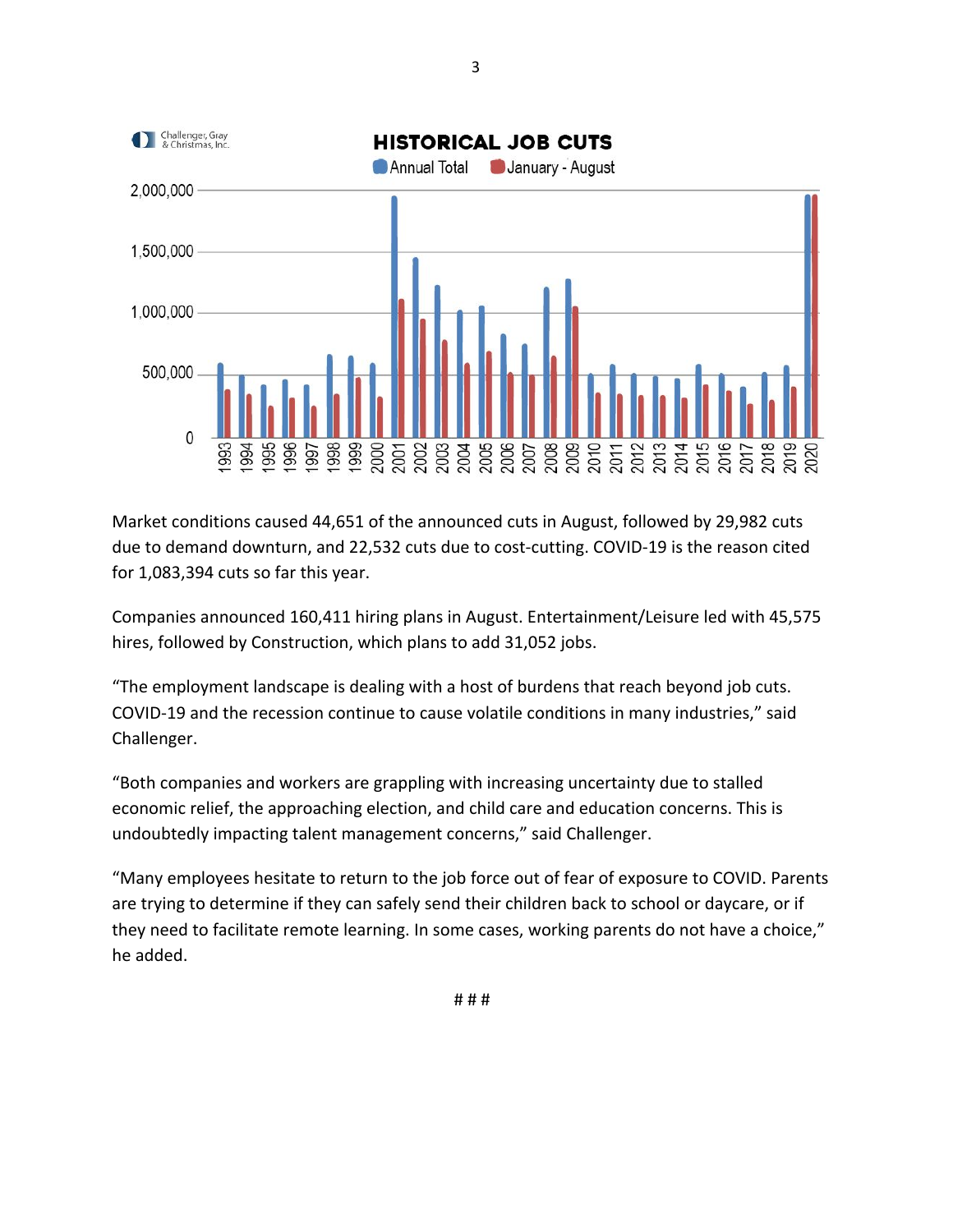Market conditions caused 44,651 of the announced cuts in August, followed by 29,982 cuts due to demand downturn, and 22,532 cuts due to cost-cutting. COVID-19 is the reason cited for 1,083,394 cuts so far this year.

Companies announced 160,411 hiring plans in August. Entertainment/Leisure led with 45,575 hires, followed by Construction, which plans to add 31,052 jobs.

"The employment landscape is dealing with a host of burdens that reach beyond job cuts. COVID-19 and the recession continue to cause volatile conditions in many industries," said Challenger.

"Both companies and workers are grappling with increasing uncertainty due to stalled economic relief, the approaching election, and child care and education concerns. This is undoubtedly impacting talent management concerns," said Challenger.

"Many employees hesitate to return to the job force out of fear of exposure to COVID. Parents are trying to determine if they can safely send their children back to school or daycare, or if they need to facilitate remote learning. In some cases, working parents do not have a choice," he added.

# # #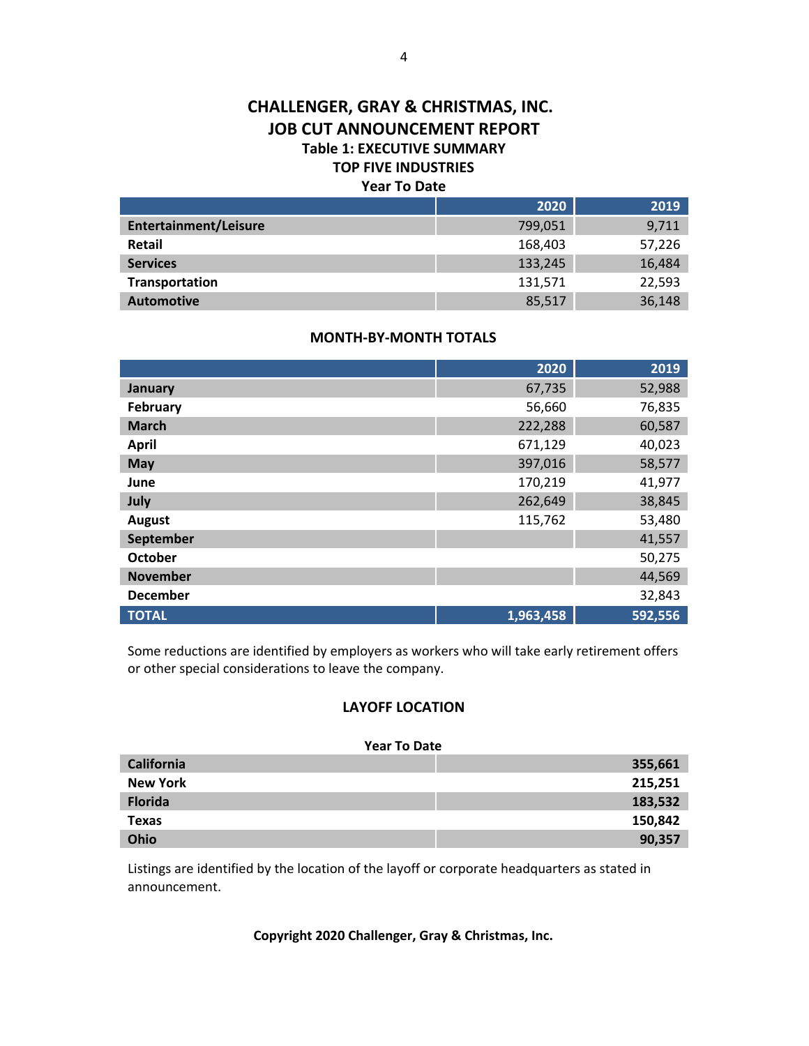# CHALLENGER, GRAY & CHRISTMAS, INC.
# JOB CUT ANNOUNCEMENT REPORT
## Table 1: EXECUTIVE SUMMARY
### TOP FIVE INDUSTRIES
**Year To Date**

| | 2020 | 2019 |
|---|---|---|
| **Entertainment/Leisure** | 799,051 | 9,711 |
| **Retail** | 168,403 | 57,226 |
| **Services** | 133,245 | 16,484 |
| **Transportation** | 131,571 | 22,593 |
| **Automotive** | 85,517 | 36,148 |

### MONTH-BY-MONTH TOTALS

| | 2020 | 2019 |
|---|---|---|
| **January** | 67,735 | 52,988 |
| **February** | 56,660 | 76,835 |
| **March** | 222,288 | 60,587 |
| **April** | 671,129 | 40,023 |
| **May** | 397,016 | 58,577 |
| **June** | 170,219 | 41,977 |
| **July** | 262,649 | 38,845 |
| **August** | 115,762 | 53,480 |
| **September** | | 41,557 |
| **October** | | 50,275 |
| **November** | | 44,569 |
| **December** | | 32,843 |
| **TOTAL** | **1,963,458** | **592,556** |

Some reductions are identified by employers as workers who will take early retirement offers or other special considerations to leave the company.

### LAYOFF LOCATION

**Year To Date**

| | |
|---|---|
| **California** | **355,661** |
| **New York** | **215,251** |
| **Florida** | **183,532** |
| **Texas** | **150,842** |
| **Ohio** | **90,357** |

Listings are identified by the location of the layoff or corporate headquarters as stated in announcement.

**Copyright 2020 Challenger, Gray & Christmas, Inc.**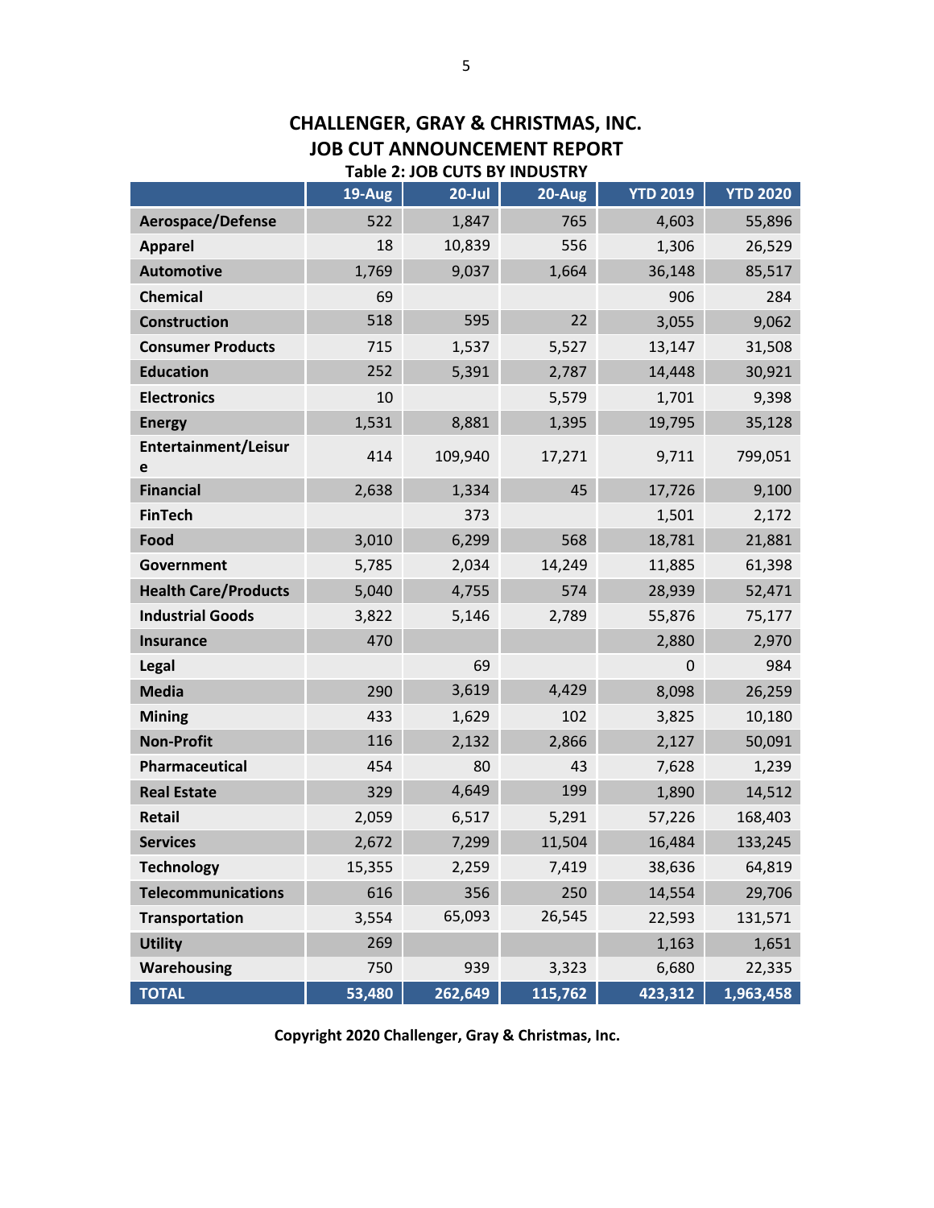## CHALLENGER, GRAY & CHRISTMAS, INC.
## JOB CUT ANNOUNCEMENT REPORT

**Table 2: JOB CUTS BY INDUSTRY**

| | 19-Aug | 20-Jul | 20-Aug | YTD 2019 | YTD 2020 |
|---|---|---|---|---|---|
| **Aerospace/Defense** | 522 | 1,847 | 765 | 4,603 | 55,896 |
| **Apparel** | 18 | 10,839 | 556 | 1,306 | 26,529 |
| **Automotive** | 1,769 | 9,037 | 1,664 | 36,148 | 85,517 |
| **Chemical** | 69 | | | 906 | 284 |
| **Construction** | 518 | 595 | 22 | 3,055 | 9,062 |
| **Consumer Products** | 715 | 1,537 | 5,527 | 13,147 | 31,508 |
| **Education** | 252 | 5,391 | 2,787 | 14,448 | 30,921 |
| **Electronics** | 10 | | 5,579 | 1,701 | 9,398 |
| **Energy** | 1,531 | 8,881 | 1,395 | 19,795 | 35,128 |
| **Entertainment/Leisure** | 414 | 109,940 | 17,271 | 9,711 | 799,051 |
| **Financial** | 2,638 | 1,334 | 45 | 17,726 | 9,100 |
| **FinTech** | | 373 | | 1,501 | 2,172 |
| **Food** | 3,010 | 6,299 | 568 | 18,781 | 21,881 |
| **Government** | 5,785 | 2,034 | 14,249 | 11,885 | 61,398 |
| **Health Care/Products** | 5,040 | 4,755 | 574 | 28,939 | 52,471 |
| **Industrial Goods** | 3,822 | 5,146 | 2,789 | 55,876 | 75,177 |
| **Insurance** | 470 | | | 2,880 | 2,970 |
| **Legal** | | 69 | | 0 | 984 |
| **Media** | 290 | 3,619 | 4,429 | 8,098 | 26,259 |
| **Mining** | 433 | 1,629 | 102 | 3,825 | 10,180 |
| **Non-Profit** | 116 | 2,132 | 2,866 | 2,127 | 50,091 |
| **Pharmaceutical** | 454 | 80 | 43 | 7,628 | 1,239 |
| **Real Estate** | 329 | 4,649 | 199 | 1,890 | 14,512 |
| **Retail** | 2,059 | 6,517 | 5,291 | 57,226 | 168,403 |
| **Services** | 2,672 | 7,299 | 11,504 | 16,484 | 133,245 |
| **Technology** | 15,355 | 2,259 | 7,419 | 38,636 | 64,819 |
| **Telecommunications** | 616 | 356 | 250 | 14,554 | 29,706 |
| **Transportation** | 3,554 | 65,093 | 26,545 | 22,593 | 131,571 |
| **Utility** | 269 | | | 1,163 | 1,651 |
| **Warehousing** | 750 | 939 | 3,323 | 6,680 | 22,335 |
| **TOTAL** | **53,480** | **262,649** | **115,762** | **423,312** | **1,963,458** |

**Copyright 2020 Challenger, Gray & Christmas, Inc.**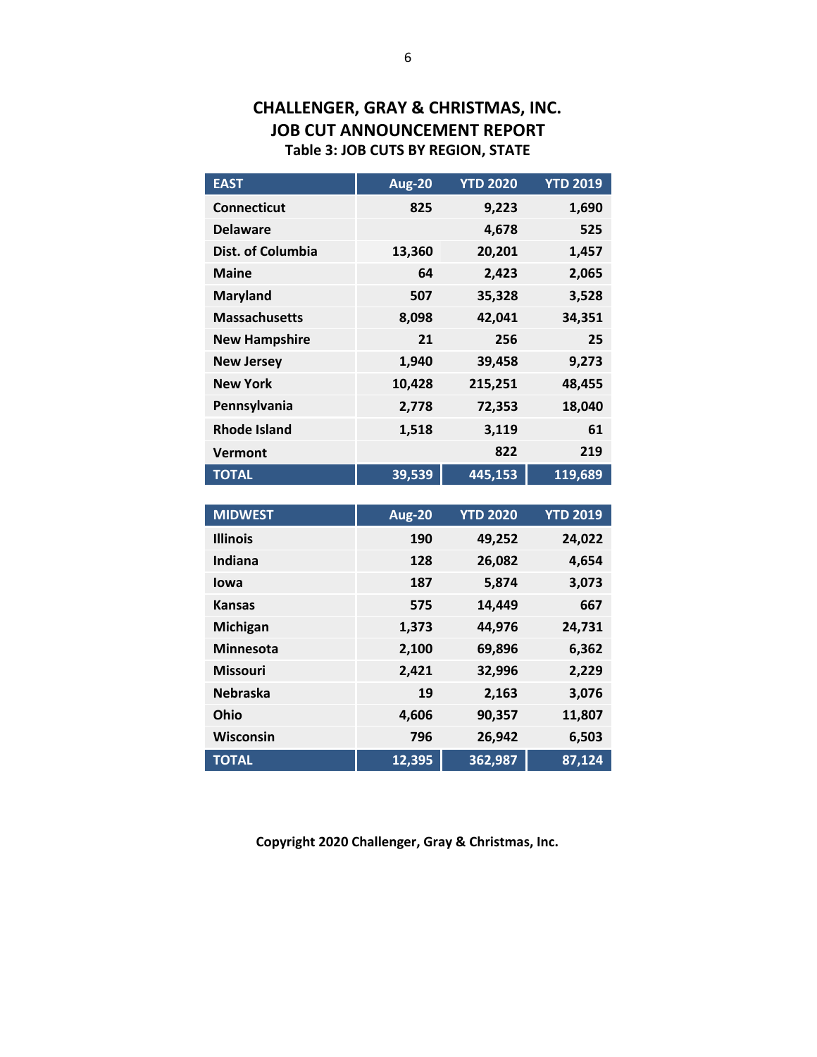# CHALLENGER, GRAY & CHRISTMAS, INC.
# JOB CUT ANNOUNCEMENT REPORT
### Table 3: JOB CUTS BY REGION, STATE

| EAST | Aug-20 | YTD 2020 | YTD 2019 |
|---|---|---|---|
| Connecticut | 825 | 9,223 | 1,690 |
| Delaware | | 4,678 | 525 |
| Dist. of Columbia | 13,360 | 20,201 | 1,457 |
| Maine | 64 | 2,423 | 2,065 |
| Maryland | 507 | 35,328 | 3,528 |
| Massachusetts | 8,098 | 42,041 | 34,351 |
| New Hampshire | 21 | 256 | 25 |
| New Jersey | 1,940 | 39,458 | 9,273 |
| New York | 10,428 | 215,251 | 48,455 |
| Pennsylvania | 2,778 | 72,353 | 18,040 |
| Rhode Island | 1,518 | 3,119 | 61 |
| Vermont | | 822 | 219 |
| **TOTAL** | **39,539** | **445,153** | **119,689** |

| MIDWEST | Aug-20 | YTD 2020 | YTD 2019 |
|---|---|---|---|
| Illinois | 190 | 49,252 | 24,022 |
| Indiana | 128 | 26,082 | 4,654 |
| Iowa | 187 | 5,874 | 3,073 |
| Kansas | 575 | 14,449 | 667 |
| Michigan | 1,373 | 44,976 | 24,731 |
| Minnesota | 2,100 | 69,896 | 6,362 |
| Missouri | 2,421 | 32,996 | 2,229 |
| Nebraska | 19 | 2,163 | 3,076 |
| Ohio | 4,606 | 90,357 | 11,807 |
| Wisconsin | 796 | 26,942 | 6,503 |
| **TOTAL** | **12,395** | **362,987** | **87,124** |

**Copyright 2020 Challenger, Gray & Christmas, Inc.**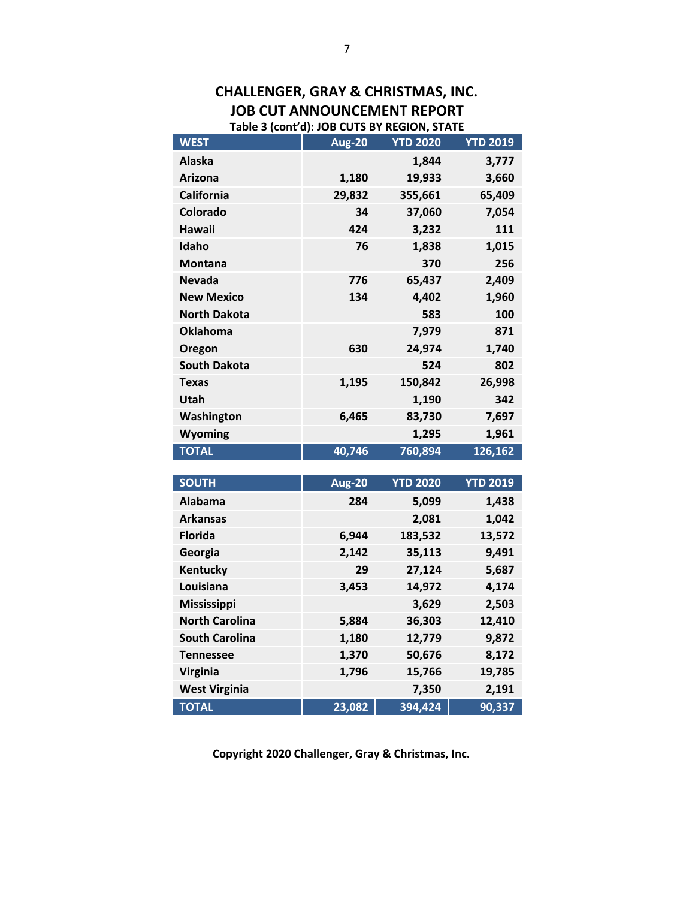# CHALLENGER, GRAY & CHRISTMAS, INC.
# JOB CUT ANNOUNCEMENT REPORT

**Table 3 (cont'd): JOB CUTS BY REGION, STATE**

| WEST | Aug-20 | YTD 2020 | YTD 2019 |
|---|---|---|---|
| Alaska | | 1,844 | 3,777 |
| Arizona | 1,180 | 19,933 | 3,660 |
| California | 29,832 | 355,661 | 65,409 |
| Colorado | 34 | 37,060 | 7,054 |
| Hawaii | 424 | 3,232 | 111 |
| Idaho | 76 | 1,838 | 1,015 |
| Montana | | 370 | 256 |
| Nevada | 776 | 65,437 | 2,409 |
| New Mexico | 134 | 4,402 | 1,960 |
| North Dakota | | 583 | 100 |
| Oklahoma | | 7,979 | 871 |
| Oregon | 630 | 24,974 | 1,740 |
| South Dakota | | 524 | 802 |
| Texas | 1,195 | 150,842 | 26,998 |
| Utah | | 1,190 | 342 |
| Washington | 6,465 | 83,730 | 7,697 |
| Wyoming | | 1,295 | 1,961 |
| TOTAL | 40,746 | 760,894 | 126,162 |

| SOUTH | Aug-20 | YTD 2020 | YTD 2019 |
|---|---|---|---|
| Alabama | 284 | 5,099 | 1,438 |
| Arkansas | | 2,081 | 1,042 |
| Florida | 6,944 | 183,532 | 13,572 |
| Georgia | 2,142 | 35,113 | 9,491 |
| Kentucky | 29 | 27,124 | 5,687 |
| Louisiana | 3,453 | 14,972 | 4,174 |
| Mississippi | | 3,629 | 2,503 |
| North Carolina | 5,884 | 36,303 | 12,410 |
| South Carolina | 1,180 | 12,779 | 9,872 |
| Tennessee | 1,370 | 50,676 | 8,172 |
| Virginia | 1,796 | 15,766 | 19,785 |
| West Virginia | | 7,350 | 2,191 |
| TOTAL | 23,082 | 394,424 | 90,337 |

**Copyright 2020 Challenger, Gray & Christmas, Inc.**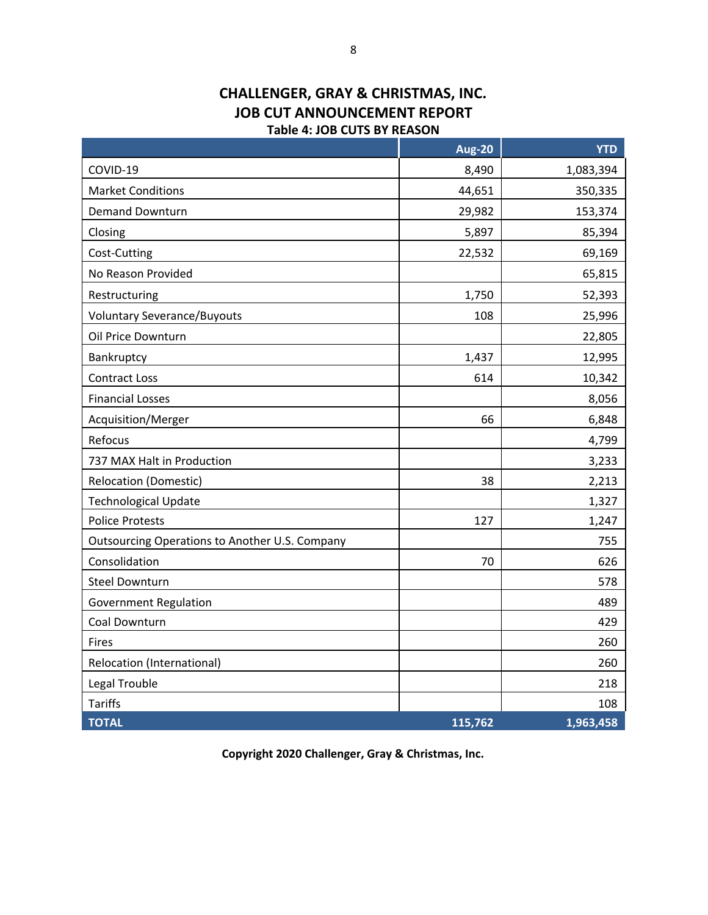## CHALLENGER, GRAY & CHRISTMAS, INC.
## JOB CUT ANNOUNCEMENT REPORT

### Table 4: JOB CUTS BY REASON

| | Aug-20 | YTD |
|---|---|---|
| COVID-19 | 8,490 | 1,083,394 |
| Market Conditions | 44,651 | 350,335 |
| Demand Downturn | 29,982 | 153,374 |
| Closing | 5,897 | 85,394 |
| Cost-Cutting | 22,532 | 69,169 |
| No Reason Provided | | 65,815 |
| Restructuring | 1,750 | 52,393 |
| Voluntary Severance/Buyouts | 108 | 25,996 |
| Oil Price Downturn | | 22,805 |
| Bankruptcy | 1,437 | 12,995 |
| Contract Loss | 614 | 10,342 |
| Financial Losses | | 8,056 |
| Acquisition/Merger | 66 | 6,848 |
| Refocus | | 4,799 |
| 737 MAX Halt in Production | | 3,233 |
| Relocation (Domestic) | 38 | 2,213 |
| Technological Update | | 1,327 |
| Police Protests | 127 | 1,247 |
| Outsourcing Operations to Another U.S. Company | | 755 |
| Consolidation | 70 | 626 |
| Steel Downturn | | 578 |
| Government Regulation | | 489 |
| Coal Downturn | | 429 |
| Fires | | 260 |
| Relocation (International) | | 260 |
| Legal Trouble | | 218 |
| Tariffs | | 108 |
| **TOTAL** | **115,762** | **1,963,458** |

**Copyright 2020 Challenger, Gray & Christmas, Inc.**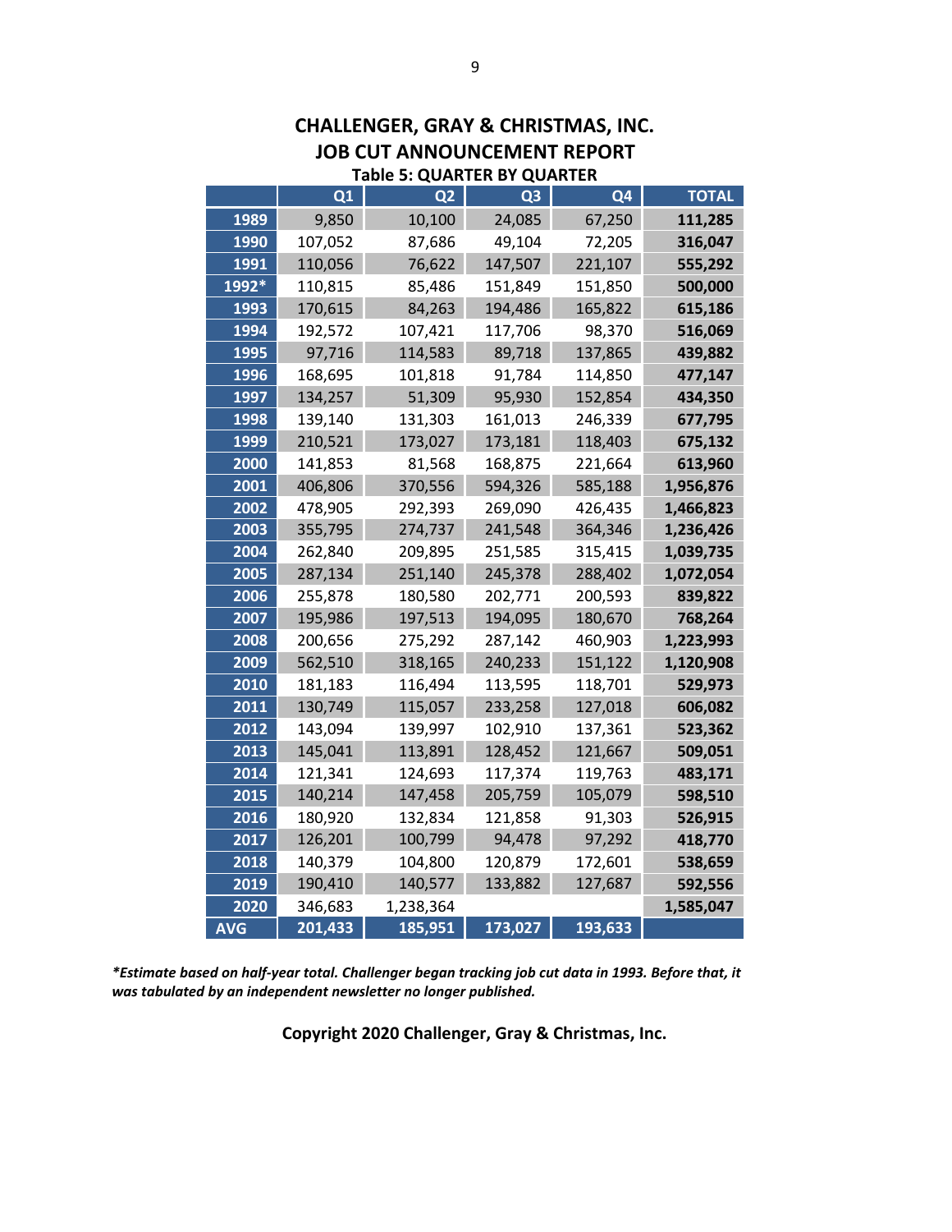## CHALLENGER, GRAY & CHRISTMAS, INC.
## JOB CUT ANNOUNCEMENT REPORT
### Table 5: QUARTER BY QUARTER

| | Q1 | Q2 | Q3 | Q4 | TOTAL |
|---|---|---|---|---|---|
| 1989 | 9,850 | 10,100 | 24,085 | 67,250 | **111,285** |
| 1990 | 107,052 | 87,686 | 49,104 | 72,205 | **316,047** |
| 1991 | 110,056 | 76,622 | 147,507 | 221,107 | **555,292** |
| 1992* | 110,815 | 85,486 | 151,849 | 151,850 | **500,000** |
| 1993 | 170,615 | 84,263 | 194,486 | 165,822 | **615,186** |
| 1994 | 192,572 | 107,421 | 117,706 | 98,370 | **516,069** |
| 1995 | 97,716 | 114,583 | 89,718 | 137,865 | **439,882** |
| 1996 | 168,695 | 101,818 | 91,784 | 114,850 | **477,147** |
| 1997 | 134,257 | 51,309 | 95,930 | 152,854 | **434,350** |
| 1998 | 139,140 | 131,303 | 161,013 | 246,339 | **677,795** |
| 1999 | 210,521 | 173,027 | 173,181 | 118,403 | **675,132** |
| 2000 | 141,853 | 81,568 | 168,875 | 221,664 | **613,960** |
| 2001 | 406,806 | 370,556 | 594,326 | 585,188 | **1,956,876** |
| 2002 | 478,905 | 292,393 | 269,090 | 426,435 | **1,466,823** |
| 2003 | 355,795 | 274,737 | 241,548 | 364,346 | **1,236,426** |
| 2004 | 262,840 | 209,895 | 251,585 | 315,415 | **1,039,735** |
| 2005 | 287,134 | 251,140 | 245,378 | 288,402 | **1,072,054** |
| 2006 | 255,878 | 180,580 | 202,771 | 200,593 | **839,822** |
| 2007 | 195,986 | 197,513 | 194,095 | 180,670 | **768,264** |
| 2008 | 200,656 | 275,292 | 287,142 | 460,903 | **1,223,993** |
| 2009 | 562,510 | 318,165 | 240,233 | 151,122 | **1,120,908** |
| 2010 | 181,183 | 116,494 | 113,595 | 118,701 | **529,973** |
| 2011 | 130,749 | 115,057 | 233,258 | 127,018 | **606,082** |
| 2012 | 143,094 | 139,997 | 102,910 | 137,361 | **523,362** |
| 2013 | 145,041 | 113,891 | 128,452 | 121,667 | **509,051** |
| 2014 | 121,341 | 124,693 | 117,374 | 119,763 | **483,171** |
| 2015 | 140,214 | 147,458 | 205,759 | 105,079 | **598,510** |
| 2016 | 180,920 | 132,834 | 121,858 | 91,303 | **526,915** |
| 2017 | 126,201 | 100,799 | 94,478 | 97,292 | **418,770** |
| 2018 | 140,379 | 104,800 | 120,879 | 172,601 | **538,659** |
| 2019 | 190,410 | 140,577 | 133,882 | 127,687 | **592,556** |
| 2020 | 346,683 | 1,238,364 | | | **1,585,047** |
| **AVG** | **201,433** | **185,951** | **173,027** | **193,633** | |

***Estimate based on half-year total. Challenger began tracking job cut data in 1993. Before that, it was tabulated by an independent newsletter no longer published.***

**Copyright 2020 Challenger, Gray & Christmas, Inc.**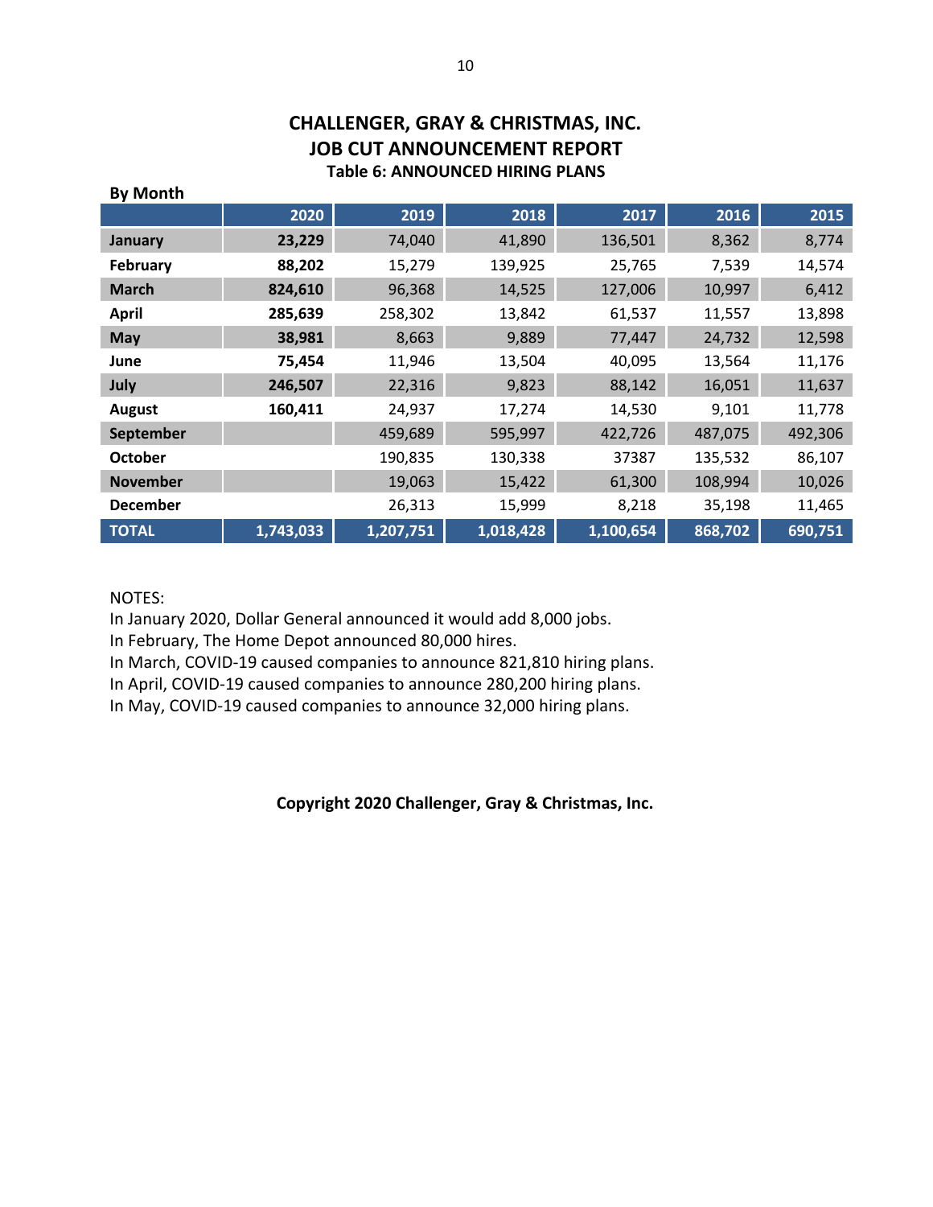# CHALLENGER, GRAY & CHRISTMAS, INC.
## JOB CUT ANNOUNCEMENT REPORT
### Table 6: ANNOUNCED HIRING PLANS

**By Month**

| | 2020 | 2019 | 2018 | 2017 | 2016 | 2015 |
|---|---|---|---|---|---|---|
| **January** | **23,229** | 74,040 | 41,890 | 136,501 | 8,362 | 8,774 |
| **February** | **88,202** | 15,279 | 139,925 | 25,765 | 7,539 | 14,574 |
| **March** | **824,610** | 96,368 | 14,525 | 127,006 | 10,997 | 6,412 |
| **April** | **285,639** | 258,302 | 13,842 | 61,537 | 11,557 | 13,898 |
| **May** | **38,981** | 8,663 | 9,889 | 77,447 | 24,732 | 12,598 |
| **June** | **75,454** | 11,946 | 13,504 | 40,095 | 13,564 | 11,176 |
| **July** | **246,507** | 22,316 | 9,823 | 88,142 | 16,051 | 11,637 |
| **August** | **160,411** | 24,937 | 17,274 | 14,530 | 9,101 | 11,778 |
| **September** | | 459,689 | 595,997 | 422,726 | 487,075 | 492,306 |
| **October** | | 190,835 | 130,338 | 37387 | 135,532 | 86,107 |
| **November** | | 19,063 | 15,422 | 61,300 | 108,994 | 10,026 |
| **December** | | 26,313 | 15,999 | 8,218 | 35,198 | 11,465 |
| **TOTAL** | **1,743,033** | **1,207,751** | **1,018,428** | **1,100,654** | **868,702** | **690,751** |

NOTES:
In January 2020, Dollar General announced it would add 8,000 jobs.
In February, The Home Depot announced 80,000 hires.
In March, COVID-19 caused companies to announce 821,810 hiring plans.
In April, COVID-19 caused companies to announce 280,200 hiring plans.
In May, COVID-19 caused companies to announce 32,000 hiring plans.

**Copyright 2020 Challenger, Gray & Christmas, Inc.**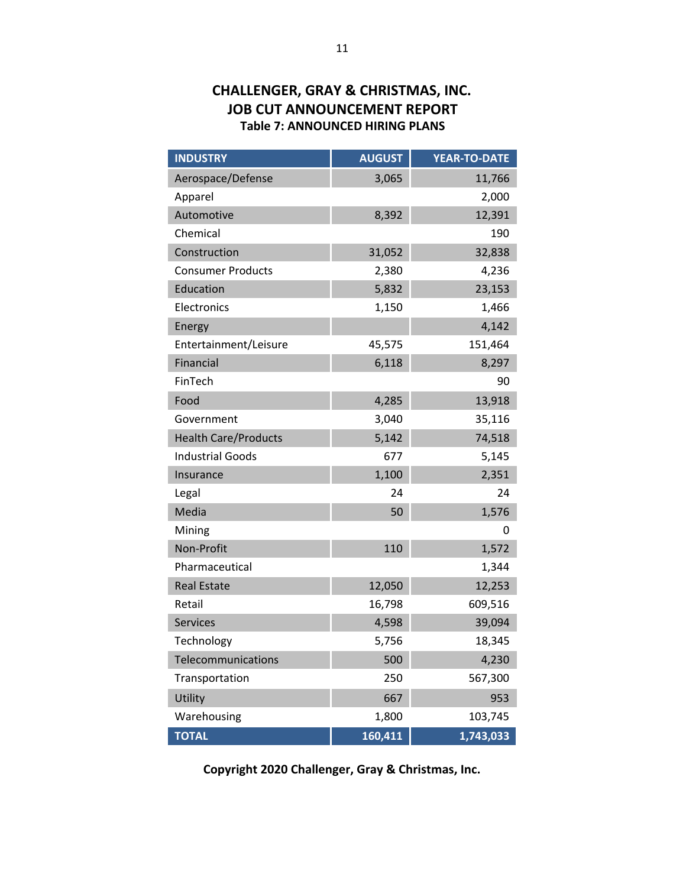# CHALLENGER, GRAY & CHRISTMAS, INC.
## JOB CUT ANNOUNCEMENT REPORT
### Table 7: ANNOUNCED HIRING PLANS

| INDUSTRY | AUGUST | YEAR-TO-DATE |
|---|---|---|
| Aerospace/Defense | 3,065 | 11,766 |
| Apparel | | 2,000 |
| Automotive | 8,392 | 12,391 |
| Chemical | | 190 |
| Construction | 31,052 | 32,838 |
| Consumer Products | 2,380 | 4,236 |
| Education | 5,832 | 23,153 |
| Electronics | 1,150 | 1,466 |
| Energy | | 4,142 |
| Entertainment/Leisure | 45,575 | 151,464 |
| Financial | 6,118 | 8,297 |
| FinTech | | 90 |
| Food | 4,285 | 13,918 |
| Government | 3,040 | 35,116 |
| Health Care/Products | 5,142 | 74,518 |
| Industrial Goods | 677 | 5,145 |
| Insurance | 1,100 | 2,351 |
| Legal | 24 | 24 |
| Media | 50 | 1,576 |
| Mining | | 0 |
| Non-Profit | 110 | 1,572 |
| Pharmaceutical | | 1,344 |
| Real Estate | 12,050 | 12,253 |
| Retail | 16,798 | 609,516 |
| Services | 4,598 | 39,094 |
| Technology | 5,756 | 18,345 |
| Telecommunications | 500 | 4,230 |
| Transportation | 250 | 567,300 |
| Utility | 667 | 953 |
| Warehousing | 1,800 | 103,745 |
| **TOTAL** | **160,411** | **1,743,033** |

**Copyright 2020 Challenger, Gray & Christmas, Inc.**